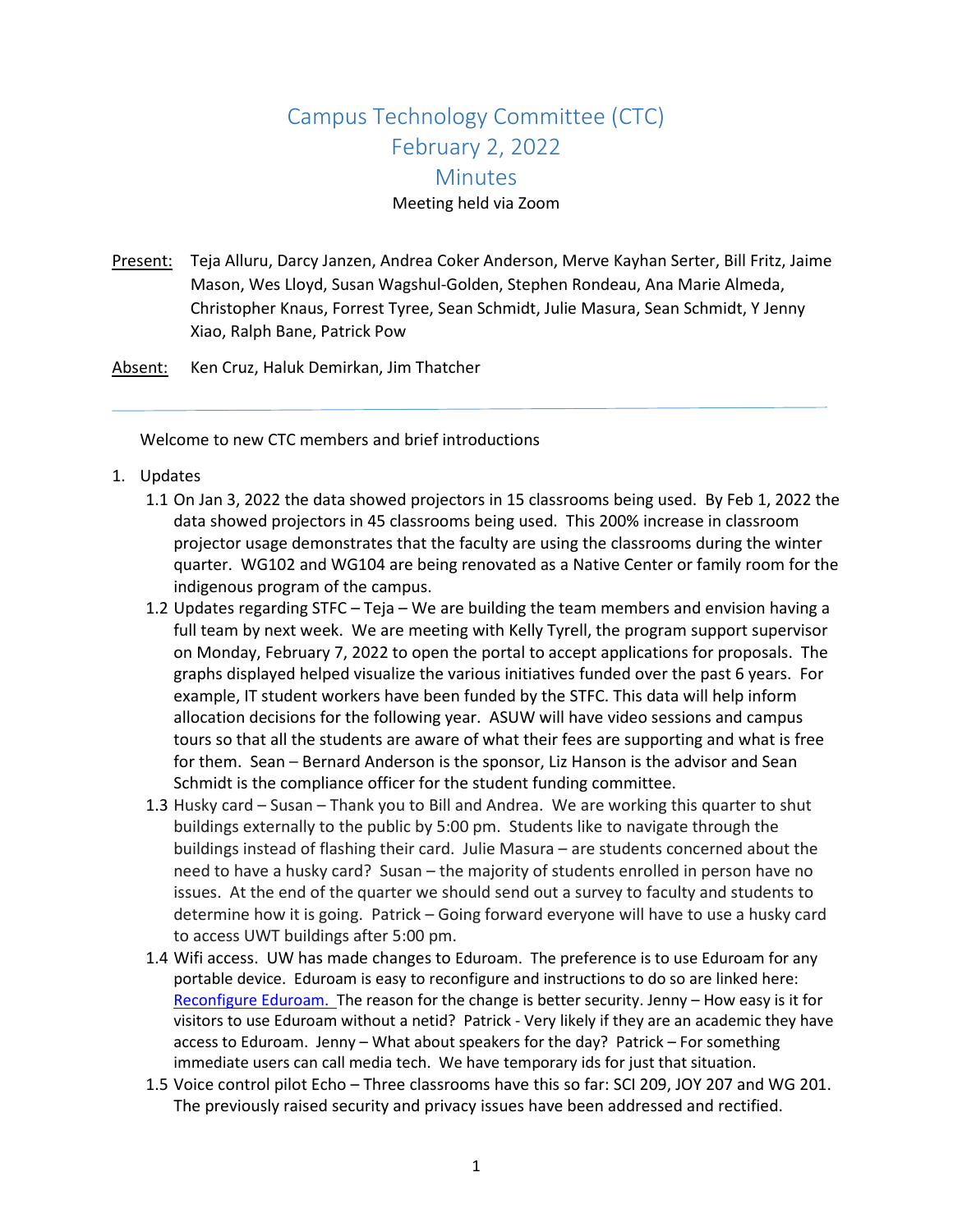# Campus Technology Committee (CTC)
# February 2, 2022
# Minutes

Meeting held via Zoom

Present: Teja Alluru, Darcy Janzen, Andrea Coker Anderson, Merve Kayhan Serter, Bill Fritz, Jaime Mason, Wes Lloyd, Susan Wagshul-Golden, Stephen Rondeau, Ana Marie Almeda, Christopher Knaus, Forrest Tyree, Sean Schmidt, Julie Masura, Sean Schmidt, Y Jenny Xiao, Ralph Bane, Patrick Pow

Absent: Ken Cruz, Haluk Demirkan, Jim Thatcher

---

Welcome to new CTC members and brief introductions

1. Updates
   - 1.1 On Jan 3, 2022 the data showed projectors in 15 classrooms being used. By Feb 1, 2022 the data showed projectors in 45 classrooms being used. This 200% increase in classroom projector usage demonstrates that the faculty are using the classrooms during the winter quarter. WG102 and WG104 are being renovated as a Native Center or family room for the indigenous program of the campus.
   - 1.2 Updates regarding STFC – Teja – We are building the team members and envision having a full team by next week. We are meeting with Kelly Tyrell, the program support supervisor on Monday, February 7, 2022 to open the portal to accept applications for proposals. The graphs displayed helped visualize the various initiatives funded over the past 6 years. For example, IT student workers have been funded by the STFC. This data will help inform allocation decisions for the following year. ASUW will have video sessions and campus tours so that all the students are aware of what their fees are supporting and what is free for them. Sean – Bernard Anderson is the sponsor, Liz Hanson is the advisor and Sean Schmidt is the compliance officer for the student funding committee.
   - 1.3 Husky card – Susan – Thank you to Bill and Andrea. We are working this quarter to shut buildings externally to the public by 5:00 pm. Students like to navigate through the buildings instead of flashing their card. Julie Masura – are students concerned about the need to have a husky card? Susan – the majority of students enrolled in person have no issues. At the end of the quarter we should send out a survey to faculty and students to determine how it is going. Patrick – Going forward everyone will have to use a husky card to access UWT buildings after 5:00 pm.
   - 1.4 Wifi access. UW has made changes to Eduroam. The preference is to use Eduroam for any portable device. Eduroam is easy to reconfigure and instructions to do so are linked here: Reconfigure Eduroam. The reason for the change is better security. Jenny – How easy is it for visitors to use Eduroam without a netid? Patrick - Very likely if they are an academic they have access to Eduroam. Jenny – What about speakers for the day? Patrick – For something immediate users can call media tech. We have temporary ids for just that situation.
   - 1.5 Voice control pilot Echo – Three classrooms have this so far: SCI 209, JOY 207 and WG 201. The previously raised security and privacy issues have been addressed and rectified.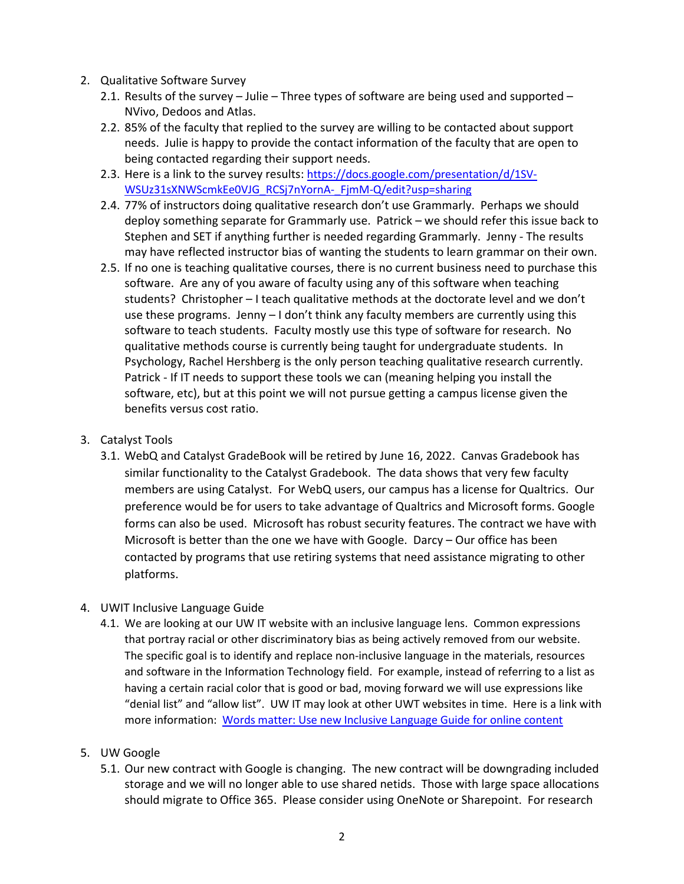2. Qualitative Software Survey
   2.1. Results of the survey – Julie – Three types of software are being used and supported – NVivo, Dedoos and Atlas.
   2.2. 85% of the faculty that replied to the survey are willing to be contacted about support needs. Julie is happy to provide the contact information of the faculty that are open to being contacted regarding their support needs.
   2.3. Here is a link to the survey results: [https://docs.google.com/presentation/d/1SV-WSUz31sXNWScmkEe0VJG_RCSj7nYornA-_FjmM-Q/edit?usp=sharing](https://docs.google.com/presentation/d/1SV-WSUz31sXNWScmkEe0VJG_RCSj7nYornA-_FjmM-Q/edit?usp=sharing)
   2.4. 77% of instructors doing qualitative research don't use Grammarly. Perhaps we should deploy something separate for Grammarly use. Patrick – we should refer this issue back to Stephen and SET if anything further is needed regarding Grammarly. Jenny - The results may have reflected instructor bias of wanting the students to learn grammar on their own.
   2.5. If no one is teaching qualitative courses, there is no current business need to purchase this software. Are any of you aware of faculty using any of this software when teaching students? Christopher – I teach qualitative methods at the doctorate level and we don't use these programs. Jenny – I don't think any faculty members are currently using this software to teach students. Faculty mostly use this type of software for research. No qualitative methods course is currently being taught for undergraduate students. In Psychology, Rachel Hershberg is the only person teaching qualitative research currently. Patrick - If IT needs to support these tools we can (meaning helping you install the software, etc), but at this point we will not pursue getting a campus license given the benefits versus cost ratio.

3. Catalyst Tools
   3.1. WebQ and Catalyst GradeBook will be retired by June 16, 2022. Canvas Gradebook has similar functionality to the Catalyst Gradebook. The data shows that very few faculty members are using Catalyst. For WebQ users, our campus has a license for Qualtrics. Our preference would be for users to take advantage of Qualtrics and Microsoft forms. Google forms can also be used. Microsoft has robust security features. The contract we have with Microsoft is better than the one we have with Google. Darcy – Our office has been contacted by programs that use retiring systems that need assistance migrating to other platforms.

4. UWIT Inclusive Language Guide
   4.1. We are looking at our UW IT website with an inclusive language lens. Common expressions that portray racial or other discriminatory bias as being actively removed from our website. The specific goal is to identify and replace non-inclusive language in the materials, resources and software in the Information Technology field. For example, instead of referring to a list as having a certain racial color that is good or bad, moving forward we will use expressions like "denial list" and "allow list". UW IT may look at other UWT websites in time. Here is a link with more information: Words matter: Use new Inclusive Language Guide for online content

5. UW Google
   5.1. Our new contract with Google is changing. The new contract will be downgrading included storage and we will no longer able to use shared netids. Those with large space allocations should migrate to Office 365. Please consider using OneNote or Sharepoint. For research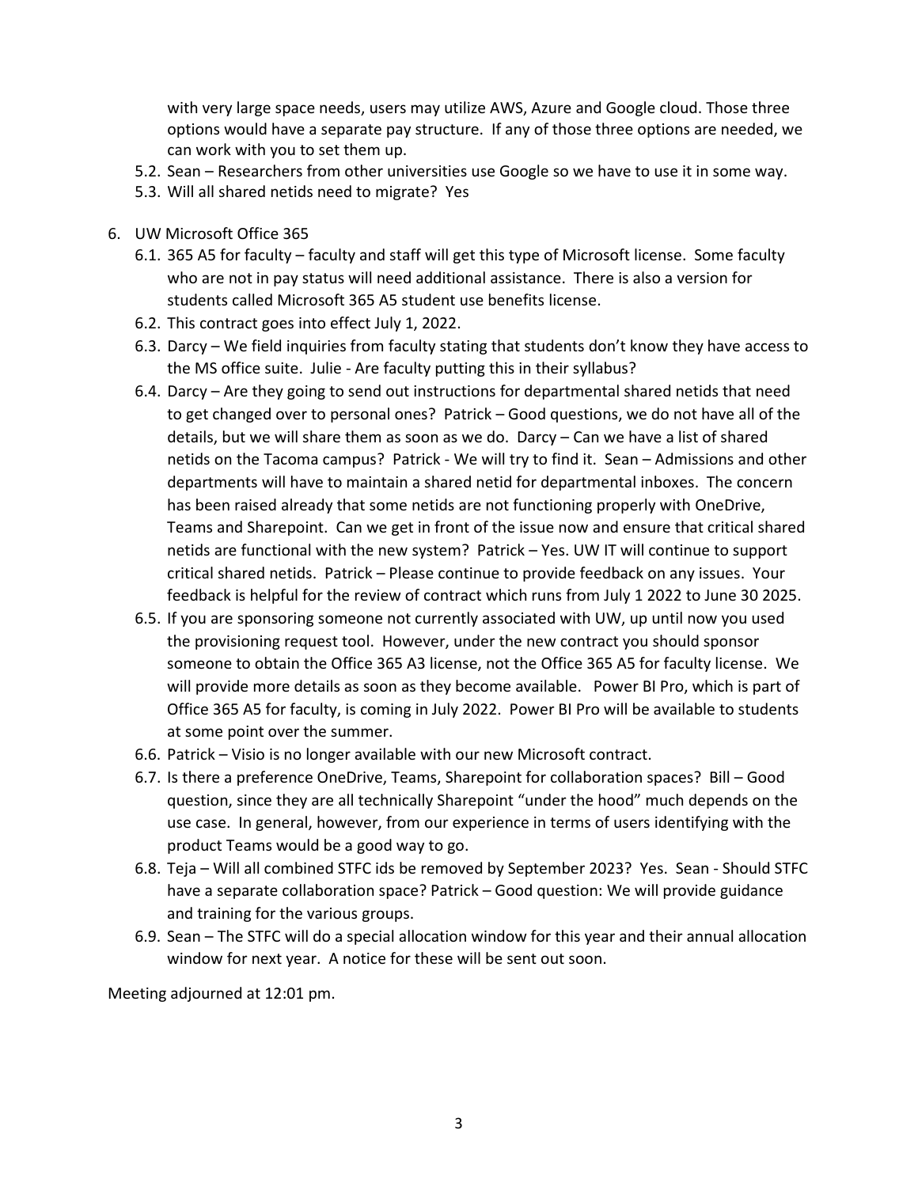with very large space needs, users may utilize AWS, Azure and Google cloud. Those three options would have a separate pay structure. If any of those three options are needed, we can work with you to set them up.

5.2. Sean – Researchers from other universities use Google so we have to use it in some way.

5.3. Will all shared netids need to migrate? Yes

6. UW Microsoft Office 365

6.1. 365 A5 for faculty – faculty and staff will get this type of Microsoft license. Some faculty who are not in pay status will need additional assistance. There is also a version for students called Microsoft 365 A5 student use benefits license.

6.2. This contract goes into effect July 1, 2022.

6.3. Darcy – We field inquiries from faculty stating that students don't know they have access to the MS office suite. Julie - Are faculty putting this in their syllabus?

6.4. Darcy – Are they going to send out instructions for departmental shared netids that need to get changed over to personal ones? Patrick – Good questions, we do not have all of the details, but we will share them as soon as we do. Darcy – Can we have a list of shared netids on the Tacoma campus? Patrick - We will try to find it. Sean – Admissions and other departments will have to maintain a shared netid for departmental inboxes. The concern has been raised already that some netids are not functioning properly with OneDrive, Teams and Sharepoint. Can we get in front of the issue now and ensure that critical shared netids are functional with the new system? Patrick – Yes. UW IT will continue to support critical shared netids. Patrick – Please continue to provide feedback on any issues. Your feedback is helpful for the review of contract which runs from July 1 2022 to June 30 2025.

6.5. If you are sponsoring someone not currently associated with UW, up until now you used the provisioning request tool. However, under the new contract you should sponsor someone to obtain the Office 365 A3 license, not the Office 365 A5 for faculty license. We will provide more details as soon as they become available. Power BI Pro, which is part of Office 365 A5 for faculty, is coming in July 2022. Power BI Pro will be available to students at some point over the summer.

6.6. Patrick – Visio is no longer available with our new Microsoft contract.

6.7. Is there a preference OneDrive, Teams, Sharepoint for collaboration spaces? Bill – Good question, since they are all technically Sharepoint "under the hood" much depends on the use case. In general, however, from our experience in terms of users identifying with the product Teams would be a good way to go.

6.8. Teja – Will all combined STFC ids be removed by September 2023? Yes. Sean - Should STFC have a separate collaboration space? Patrick – Good question: We will provide guidance and training for the various groups.

6.9. Sean – The STFC will do a special allocation window for this year and their annual allocation window for next year. A notice for these will be sent out soon.

Meeting adjourned at 12:01 pm.